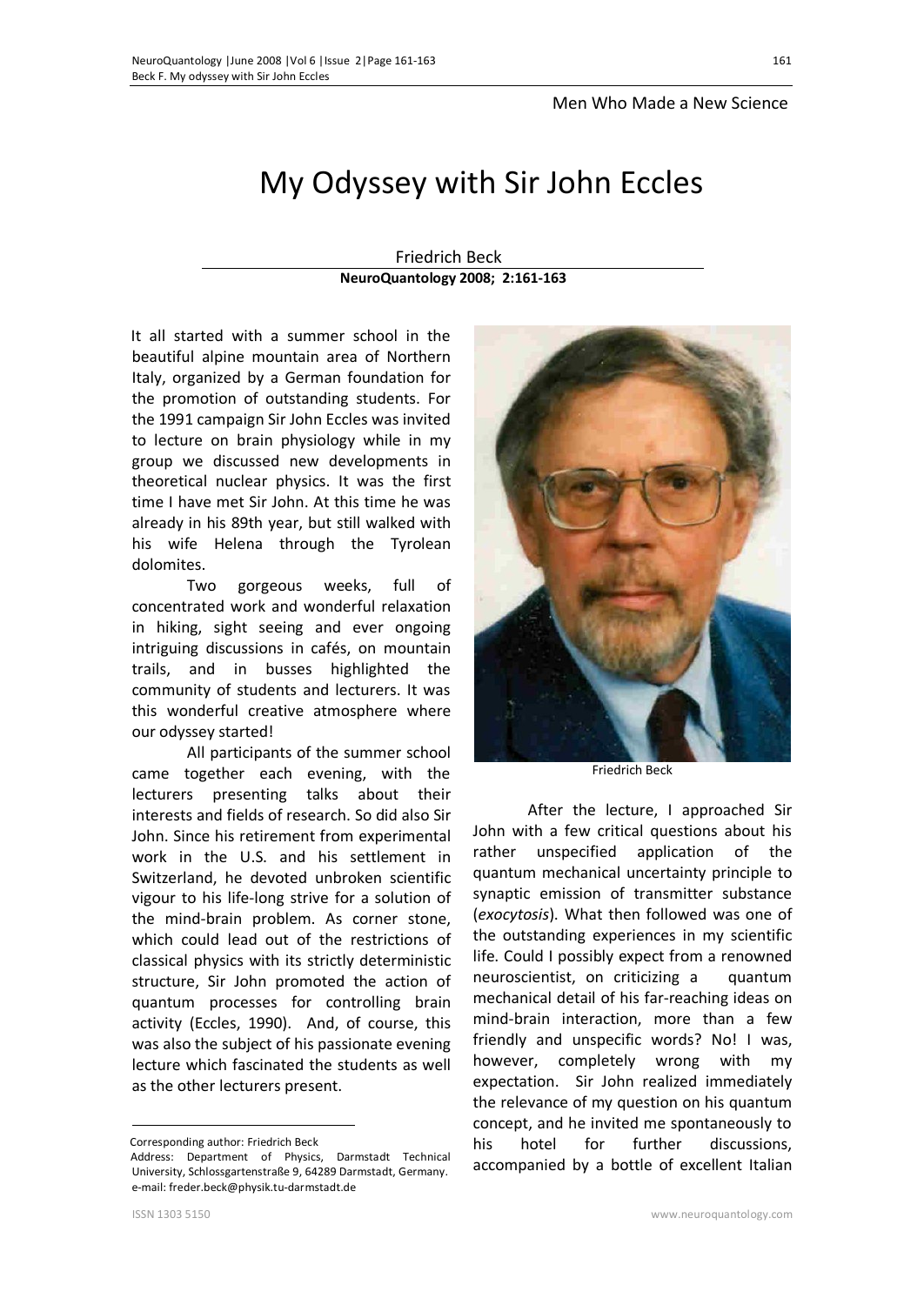Men Who Made a New Science

# My Odyssey with Sir John Eccles

Friedrich Beck

**NeuroQuantology 2008; 2:161-163**

It all started with a summer school in the beautiful alpine mountain area of Northern Italy, organized by a German foundation for the promotion of outstanding students. For the 1991 campaign Sir John Eccles was invited to lecture on brain physiology while in my group we discussed new developments in theoretical nuclear physics. It was the first time I have met Sir John. At this time he was already in his 89th year, but still walked with his wife Helena through the Tyrolean dolomites.

Two gorgeous weeks, full of concentrated work and wonderful relaxation in hiking, sight seeing and ever ongoing intriguing discussions in cafés, on mountain trails, and in busses highlighted the community of students and lecturers. It was this wonderful creative atmosphere where our odyssey started!

All participants of the summer school came together each evening, with the lecturers presenting talks about their interests and fields of research. So did also Sir John. Since his retirement from experimental work in the U.S. and his settlement in Switzerland, he devoted unbroken scientific vigour to his life-long strive for a solution of the mind-brain problem. As corner stone, which could lead out of the restrictions of classical physics with its strictly deterministic structure, Sir John promoted the action of quantum processes for controlling brain activity (Eccles, 1990). And, of course, this was also the subject of his passionate evening lecture which fascinated the students as well as the other lecturers present.

Friedrich Beck

After the lecture, I approached Sir John with a few critical questions about his rather unspecified application of the quantum mechanical uncertainty principle to synaptic emission of transmitter substance (*exocytosis*). What then followed was one of the outstanding experiences in my scientific life. Could I possibly expect from a renowned neuroscientist, on criticizing a quantum mechanical detail of his far-reaching ideas on mind-brain interaction, more than a few friendly and unspecific words? No! I was, however, completely wrong with my expectation. Sir John realized immediately the relevance of my question on his quantum concept, and he invited me spontaneously to his hotel for further discussions, accompanied by a bottle of excellent Italian

Corresponding author: Friedrich Beck
Address: Department of Physics, Darmstadt Technical University, Schlossgartenstraße 9, 64289 Darmstadt, Germany.
e-mail: freder.beck@physik.tu-darmstadt.de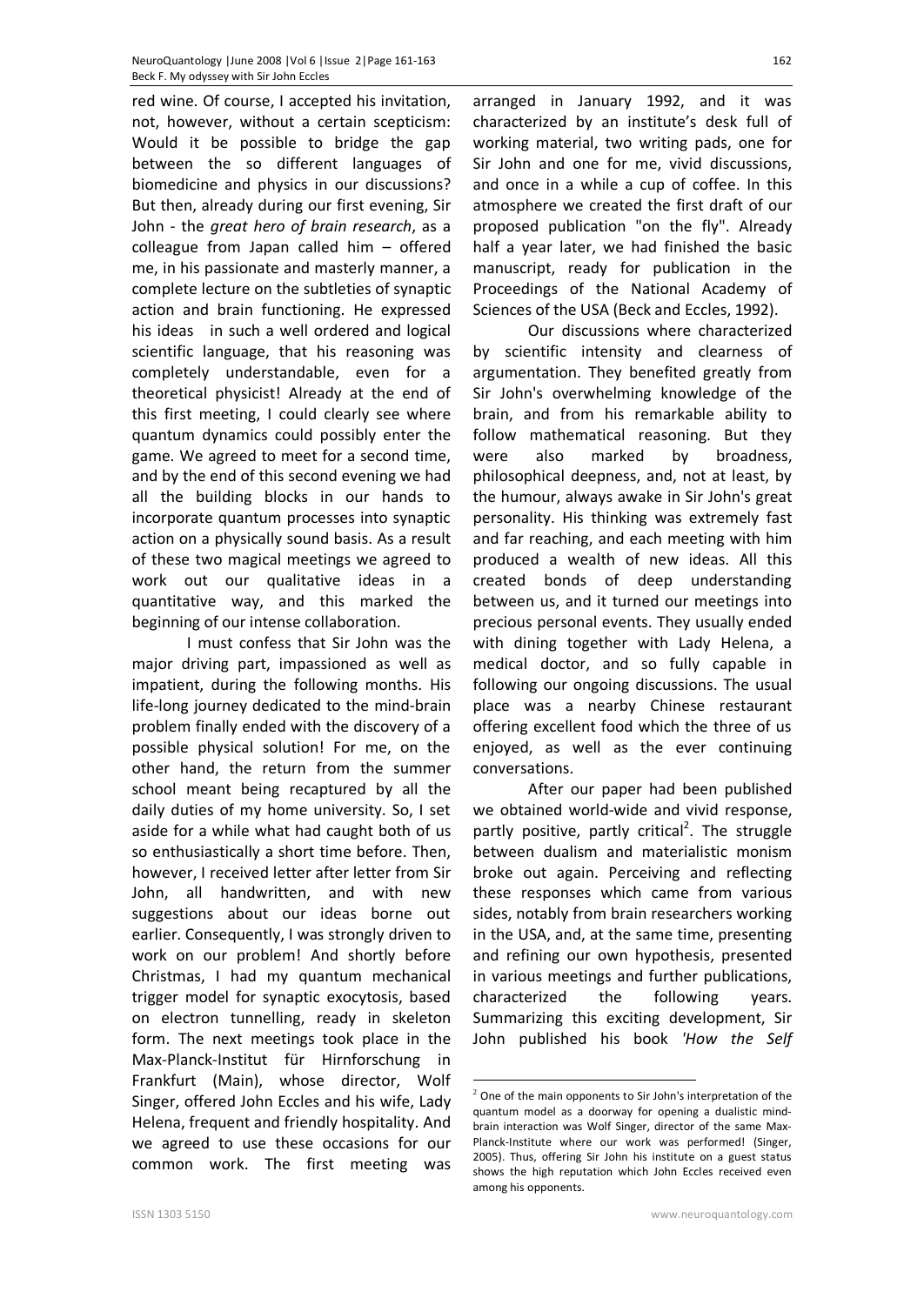red wine. Of course, I accepted his invitation, not, however, without a certain scepticism: Would it be possible to bridge the gap between the so different languages of biomedicine and physics in our discussions? But then, already during our first evening, Sir John - the *great hero of brain research*, as a colleague from Japan called him – offered me, in his passionate and masterly manner, a complete lecture on the subtleties of synaptic action and brain functioning. He expressed his ideas in such a well ordered and logical scientific language, that his reasoning was completely understandable, even for a theoretical physicist! Already at the end of this first meeting, I could clearly see where quantum dynamics could possibly enter the game. We agreed to meet for a second time, and by the end of this second evening we had all the building blocks in our hands to incorporate quantum processes into synaptic action on a physically sound basis. As a result of these two magical meetings we agreed to work out our qualitative ideas in a quantitative way, and this marked the beginning of our intense collaboration.

I must confess that Sir John was the major driving part, impassioned as well as impatient, during the following months. His life-long journey dedicated to the mind-brain problem finally ended with the discovery of a possible physical solution! For me, on the other hand, the return from the summer school meant being recaptured by all the daily duties of my home university. So, I set aside for a while what had caught both of us so enthusiastically a short time before. Then, however, I received letter after letter from Sir John, all handwritten, and with new suggestions about our ideas borne out earlier. Consequently, I was strongly driven to work on our problem! And shortly before Christmas, I had my quantum mechanical trigger model for synaptic exocytosis, based on electron tunnelling, ready in skeleton form. The next meetings took place in the Max-Planck-Institut für Hirnforschung in Frankfurt (Main), whose director, Wolf Singer, offered John Eccles and his wife, Lady Helena, frequent and friendly hospitality. And we agreed to use these occasions for our common work. The first meeting was arranged in January 1992, and it was characterized by an institute's desk full of working material, two writing pads, one for Sir John and one for me, vivid discussions, and once in a while a cup of coffee. In this atmosphere we created the first draft of our proposed publication "on the fly". Already half a year later, we had finished the basic manuscript, ready for publication in the Proceedings of the National Academy of Sciences of the USA (Beck and Eccles, 1992).

Our discussions where characterized by scientific intensity and clearness of argumentation. They benefited greatly from Sir John's overwhelming knowledge of the brain, and from his remarkable ability to follow mathematical reasoning. But they were also marked by broadness, philosophical deepness, and, not at least, by the humour, always awake in Sir John's great personality. His thinking was extremely fast and far reaching, and each meeting with him produced a wealth of new ideas. All this created bonds of deep understanding between us, and it turned our meetings into precious personal events. They usually ended with dining together with Lady Helena, a medical doctor, and so fully capable in following our ongoing discussions. The usual place was a nearby Chinese restaurant offering excellent food which the three of us enjoyed, as well as the ever continuing conversations.

After our paper had been published we obtained world-wide and vivid response, partly positive, partly critical[2]. The struggle between dualism and materialistic monism broke out again. Perceiving and reflecting these responses which came from various sides, notably from brain researchers working in the USA, and, at the same time, presenting and refining our own hypothesis, presented in various meetings and further publications, characterized the following years. Summarizing this exciting development, Sir John published his book *'How the Self*

[2] One of the main opponents to Sir John's interpretation of the quantum model as a doorway for opening a dualistic mind-brain interaction was Wolf Singer, director of the same Max-Planck-Institute where our work was performed! (Singer, 2005). Thus, offering Sir John his institute on a guest status shows the high reputation which John Eccles received even among his opponents.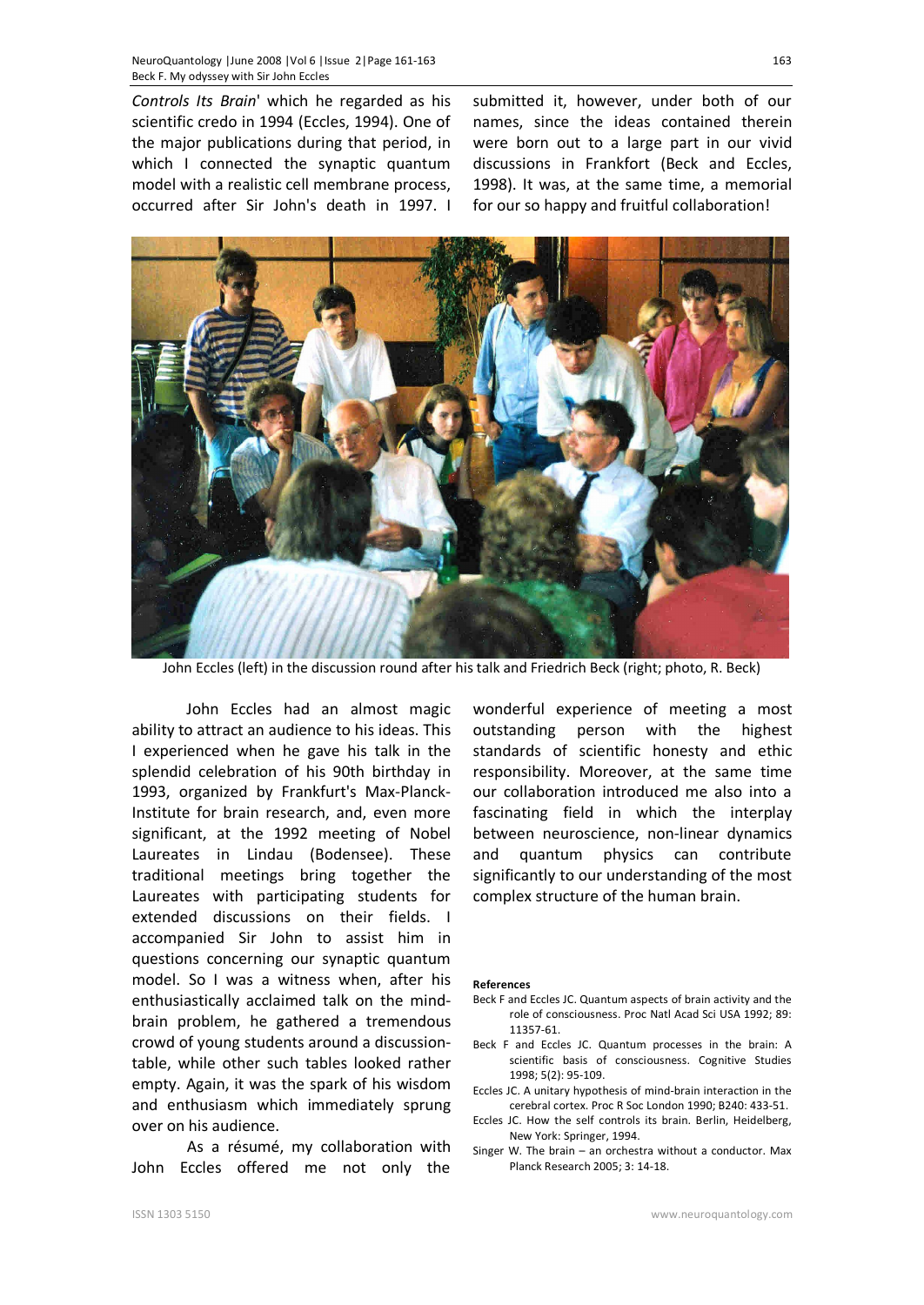*Controls Its Brain*' which he regarded as his scientific credo in 1994 (Eccles, 1994). One of the major publications during that period, in which I connected the synaptic quantum model with a realistic cell membrane process, occurred after Sir John's death in 1997. I submitted it, however, under both of our names, since the ideas contained therein were born out to a large part in our vivid discussions in Frankfort (Beck and Eccles, 1998). It was, at the same time, a memorial for our so happy and fruitful collaboration!

John Eccles (left) in the discussion round after his talk and Friedrich Beck (right; photo, R. Beck)

John Eccles had an almost magic ability to attract an audience to his ideas. This I experienced when he gave his talk in the splendid celebration of his 90th birthday in 1993, organized by Frankfurt's Max-Planck-Institute for brain research, and, even more significant, at the 1992 meeting of Nobel Laureates in Lindau (Bodensee). These traditional meetings bring together the Laureates with participating students for extended discussions on their fields. I accompanied Sir John to assist him in questions concerning our synaptic quantum model. So I was a witness when, after his enthusiastically acclaimed talk on the mind-brain problem, he gathered a tremendous crowd of young students around a discussion-table, while other such tables looked rather empty. Again, it was the spark of his wisdom and enthusiasm which immediately sprung over on his audience.

As a résumé, my collaboration with John Eccles offered me not only the wonderful experience of meeting a most outstanding person with the highest standards of scientific honesty and ethic responsibility. Moreover, at the same time our collaboration introduced me also into a fascinating field in which the interplay between neuroscience, non-linear dynamics and quantum physics can contribute significantly to our understanding of the most complex structure of the human brain.

**References**

Beck F and Eccles JC. Quantum aspects of brain activity and the role of consciousness. Proc Natl Acad Sci USA 1992; 89: 11357-61.

Beck F and Eccles JC. Quantum processes in the brain: A scientific basis of consciousness. Cognitive Studies 1998; 5(2): 95-109.

Eccles JC. A unitary hypothesis of mind-brain interaction in the cerebral cortex. Proc R Soc London 1990; B240: 433-51.

Eccles JC. How the self controls its brain. Berlin, Heidelberg, New York: Springer, 1994.

Singer W. The brain – an orchestra without a conductor. Max Planck Research 2005; 3: 14-18.